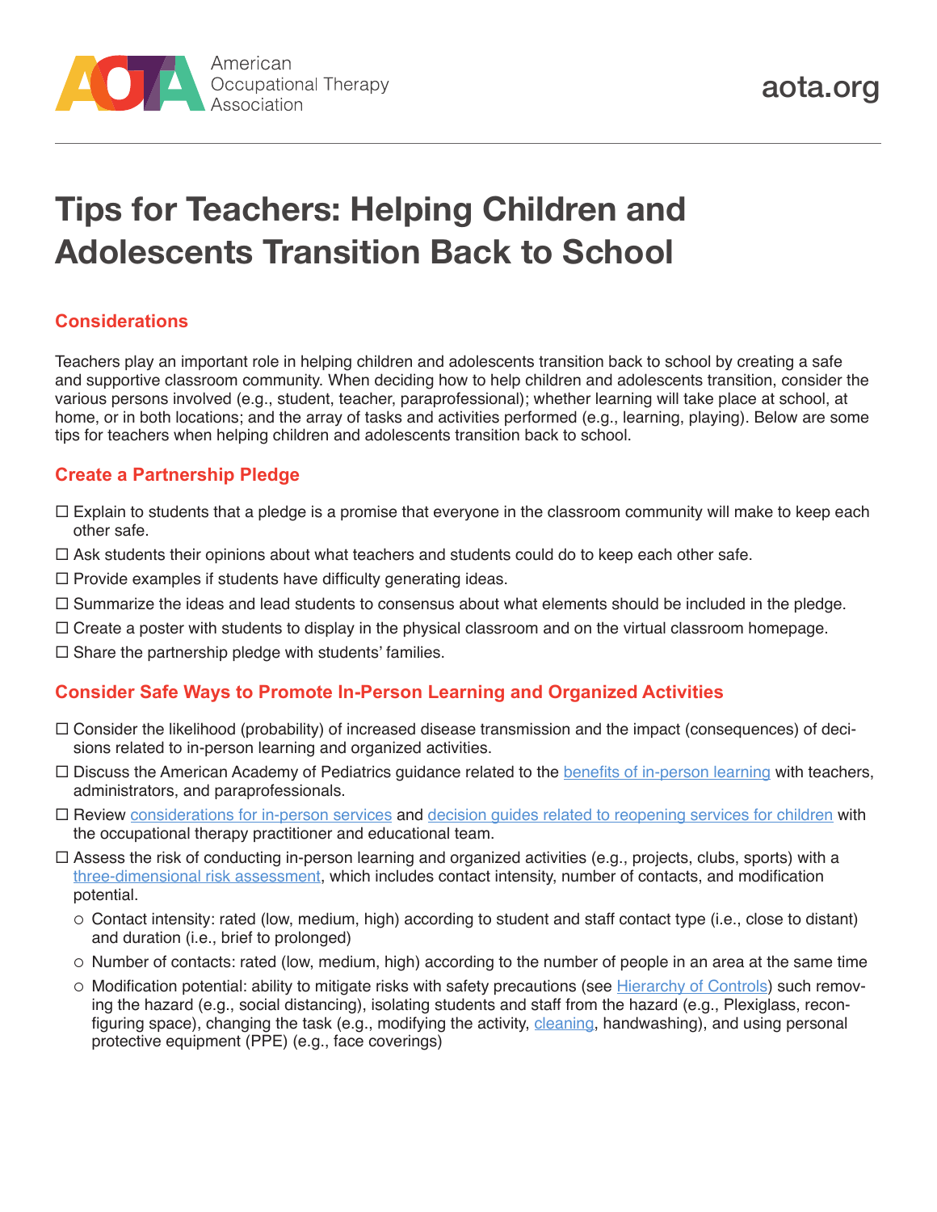# Tips for Teachers: Helping Children and Adolescents Transition Back to School

## Considerations

Teachers play an important role in helping children and adolescents transition back to school by creating a safe and supportive classroom community. When deciding how to help children and adolescents transition, consider the various persons involved (e.g., student, teacher, paraprofessional); whether learning will take place at school, at home, or in both locations; and the array of tasks and activities performed (e.g., learning, playing). Below are some tips for teachers when helping children and adolescents transition back to school.

## Create a Partnership Pledge

- ☐ Explain to students that a pledge is a promise that everyone in the classroom community will make to keep each other safe.
- ☐ Ask students their opinions about what teachers and students could do to keep each other safe.
- ☐ Provide examples if students have difficulty generating ideas.
- ☐ Summarize the ideas and lead students to consensus about what elements should be included in the pledge.
- ☐ Create a poster with students to display in the physical classroom and on the virtual classroom homepage.
- ☐ Share the partnership pledge with students' families.

## Consider Safe Ways to Promote In-Person Learning and Organized Activities

- ☐ Consider the likelihood (probability) of increased disease transmission and the impact (consequences) of decisions related to in-person learning and organized activities.
- ☐ Discuss the American Academy of Pediatrics guidance related to the benefits of in-person learning with teachers, administrators, and paraprofessionals.
- ☐ Review considerations for in-person services and decision guides related to reopening services for children with the occupational therapy practitioner and educational team.
- ☐ Assess the risk of conducting in-person learning and organized activities (e.g., projects, clubs, sports) with a three-dimensional risk assessment, which includes contact intensity, number of contacts, and modification potential.
  - Contact intensity: rated (low, medium, high) according to student and staff contact type (i.e., close to distant) and duration (i.e., brief to prolonged)
  - Number of contacts: rated (low, medium, high) according to the number of people in an area at the same time
  - Modification potential: ability to mitigate risks with safety precautions (see Hierarchy of Controls) such removing the hazard (e.g., social distancing), isolating students and staff from the hazard (e.g., Plexiglass, reconfiguring space), changing the task (e.g., modifying the activity, cleaning, handwashing), and using personal protective equipment (PPE) (e.g., face coverings)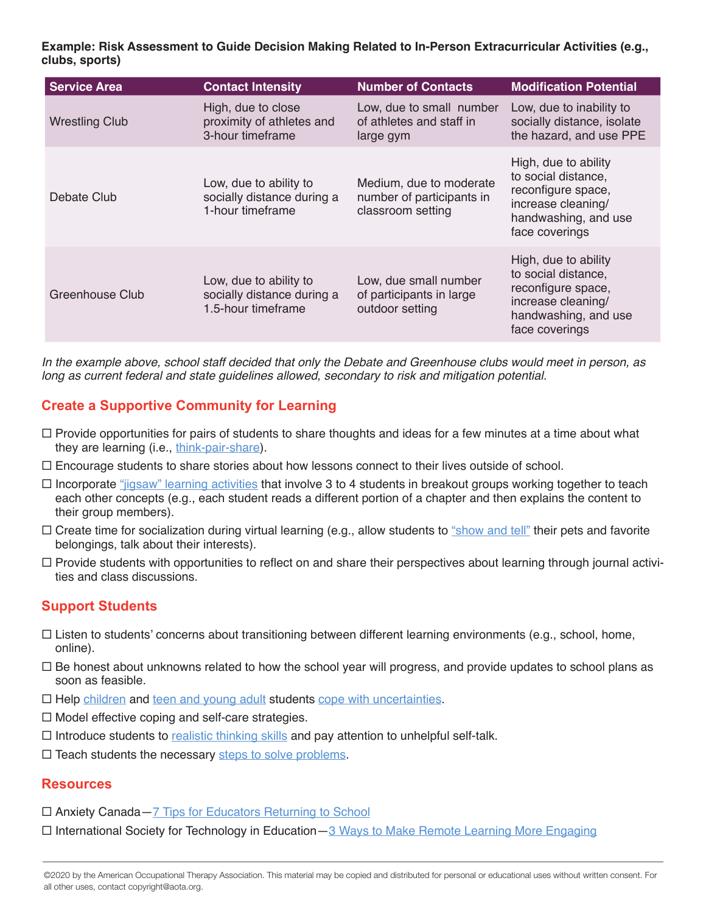**Example: Risk Assessment to Guide Decision Making Related to In-Person Extracurricular Activities (e.g., clubs, sports)**

| Service Area | Contact Intensity | Number of Contacts | Modification Potential |
|---|---|---|---|
| Wrestling Club | High, due to close proximity of athletes and 3-hour timeframe | Low, due to small number of athletes and staff in large gym | Low, due to inability to socially distance, isolate the hazard, and use PPE |
| Debate Club | Low, due to ability to socially distance during a 1-hour timeframe | Medium, due to moderate number of participants in classroom setting | High, due to ability to social distance, reconfigure space, increase cleaning/handwashing, and use face coverings |
| Greenhouse Club | Low, due to ability to socially distance during a 1.5-hour timeframe | Low, due small number of participants in large outdoor setting | High, due to ability to social distance, reconfigure space, increase cleaning/handwashing, and use face coverings |

*In the example above, school staff decided that only the Debate and Greenhouse clubs would meet in person, as long as current federal and state guidelines allowed, secondary to risk and mitigation potential.*

## Create a Supportive Community for Learning

- ☐ Provide opportunities for pairs of students to share thoughts and ideas for a few minutes at a time about what they are learning (i.e., think-pair-share).
- ☐ Encourage students to share stories about how lessons connect to their lives outside of school.
- ☐ Incorporate "jigsaw" learning activities that involve 3 to 4 students in breakout groups working together to teach each other concepts (e.g., each student reads a different portion of a chapter and then explains the content to their group members).
- ☐ Create time for socialization during virtual learning (e.g., allow students to "show and tell" their pets and favorite belongings, talk about their interests).
- ☐ Provide students with opportunities to reflect on and share their perspectives about learning through journal activities and class discussions.

## Support Students

- ☐ Listen to students' concerns about transitioning between different learning environments (e.g., school, home, online).
- ☐ Be honest about unknowns related to how the school year will progress, and provide updates to school plans as soon as feasible.
- ☐ Help children and teen and young adult students cope with uncertainties.
- ☐ Model effective coping and self-care strategies.
- ☐ Introduce students to realistic thinking skills and pay attention to unhelpful self-talk.
- ☐ Teach students the necessary steps to solve problems.

## Resources

- ☐ Anxiety Canada—7 Tips for Educators Returning to School
- ☐ International Society for Technology in Education—3 Ways to Make Remote Learning More Engaging

©2020 by the American Occupational Therapy Association. This material may be copied and distributed for personal or educational uses without written consent. For all other uses, contact copyright@aota.org.